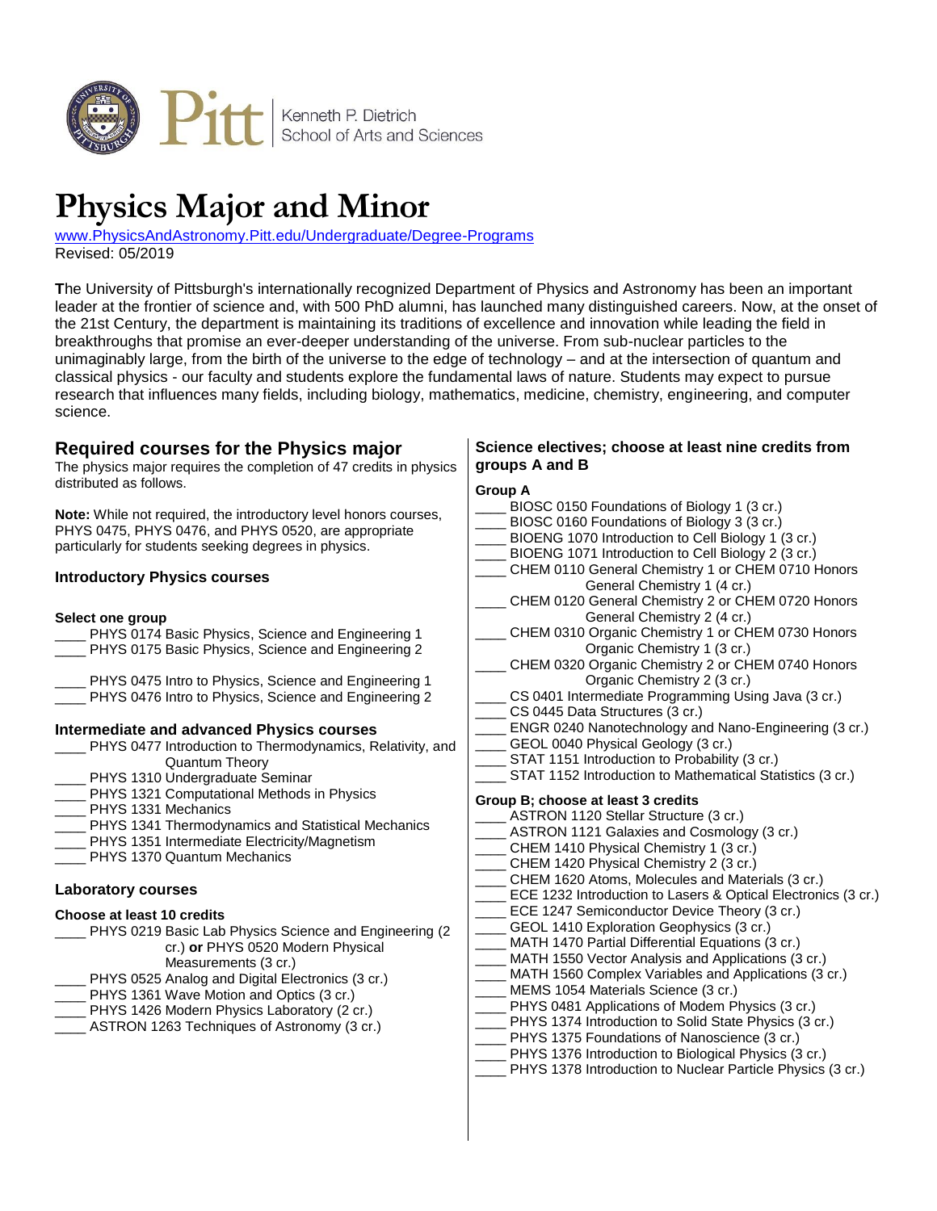Kenneth P. Dietrich School of Arts and Sciences

# Physics Major and Minor

[www.PhysicsAndAstronomy.Pitt.edu/Undergraduate/Degree-Programs](http://www.PhysicsAndAstronomy.Pitt.edu/Undergraduate/Degree-Programs)
Revised: 05/2019

**T**he University of Pittsburgh's internationally recognized Department of Physics and Astronomy has been an important leader at the frontier of science and, with 500 PhD alumni, has launched many distinguished careers. Now, at the onset of the 21st Century, the department is maintaining its traditions of excellence and innovation while leading the field in breakthroughs that promise an ever-deeper understanding of the universe. From sub-nuclear particles to the unimaginably large, from the birth of the universe to the edge of technology – and at the intersection of quantum and classical physics - our faculty and students explore the fundamental laws of nature. Students may expect to pursue research that influences many fields, including biology, mathematics, medicine, chemistry, engineering, and computer science.

## Required courses for the Physics major

The physics major requires the completion of 47 credits in physics distributed as follows.

**Note:** While not required, the introductory level honors courses, PHYS 0475, PHYS 0476, and PHYS 0520, are appropriate particularly for students seeking degrees in physics.

### Introductory Physics courses

**Select one group**

____ PHYS 0174 Basic Physics, Science and Engineering 1
____ PHYS 0175 Basic Physics, Science and Engineering 2

____ PHYS 0475 Intro to Physics, Science and Engineering 1
____ PHYS 0476 Intro to Physics, Science and Engineering 2

### Intermediate and advanced Physics courses

____ PHYS 0477 Introduction to Thermodynamics, Relativity, and Quantum Theory
____ PHYS 1310 Undergraduate Seminar
____ PHYS 1321 Computational Methods in Physics
____ PHYS 1331 Mechanics
____ PHYS 1341 Thermodynamics and Statistical Mechanics
____ PHYS 1351 Intermediate Electricity/Magnetism
____ PHYS 1370 Quantum Mechanics

### Laboratory courses

**Choose at least 10 credits**

____ PHYS 0219 Basic Lab Physics Science and Engineering (2 cr.) **or** PHYS 0520 Modern Physical Measurements (3 cr.)
____ PHYS 0525 Analog and Digital Electronics (3 cr.)
____ PHYS 1361 Wave Motion and Optics (3 cr.)
____ PHYS 1426 Modern Physics Laboratory (2 cr.)
____ ASTRON 1263 Techniques of Astronomy (3 cr.)

### Science electives; choose at least nine credits from groups A and B

**Group A**

____ BIOSC 0150 Foundations of Biology 1 (3 cr.)
____ BIOSC 0160 Foundations of Biology 3 (3 cr.)
____ BIOENG 1070 Introduction to Cell Biology 1 (3 cr.)
____ BIOENG 1071 Introduction to Cell Biology 2 (3 cr.)
____ CHEM 0110 General Chemistry 1 or CHEM 0710 Honors General Chemistry 1 (4 cr.)
____ CHEM 0120 General Chemistry 2 or CHEM 0720 Honors General Chemistry 2 (4 cr.)
____ CHEM 0310 Organic Chemistry 1 or CHEM 0730 Honors Organic Chemistry 1 (3 cr.)
____ CHEM 0320 Organic Chemistry 2 or CHEM 0740 Honors Organic Chemistry 2 (3 cr.)
____ CS 0401 Intermediate Programming Using Java (3 cr.)
____ CS 0445 Data Structures (3 cr.)
____ ENGR 0240 Nanotechnology and Nano-Engineering (3 cr.)
____ GEOL 0040 Physical Geology (3 cr.)
____ STAT 1151 Introduction to Probability (3 cr.)
____ STAT 1152 Introduction to Mathematical Statistics (3 cr.)

**Group B; choose at least 3 credits**

____ ASTRON 1120 Stellar Structure (3 cr.)
____ ASTRON 1121 Galaxies and Cosmology (3 cr.)
____ CHEM 1410 Physical Chemistry 1 (3 cr.)
____ CHEM 1420 Physical Chemistry 2 (3 cr.)
____ CHEM 1620 Atoms, Molecules and Materials (3 cr.)
____ ECE 1232 Introduction to Lasers & Optical Electronics (3 cr.)
____ ECE 1247 Semiconductor Device Theory (3 cr.)
____ GEOL 1410 Exploration Geophysics (3 cr.)
____ MATH 1470 Partial Differential Equations (3 cr.)
____ MATH 1550 Vector Analysis and Applications (3 cr.)
____ MATH 1560 Complex Variables and Applications (3 cr.)
____ MEMS 1054 Materials Science (3 cr.)
____ PHYS 0481 Applications of Modem Physics (3 cr.)
____ PHYS 1374 Introduction to Solid State Physics (3 cr.)
____ PHYS 1375 Foundations of Nanoscience (3 cr.)
____ PHYS 1376 Introduction to Biological Physics (3 cr.)
____ PHYS 1378 Introduction to Nuclear Particle Physics (3 cr.)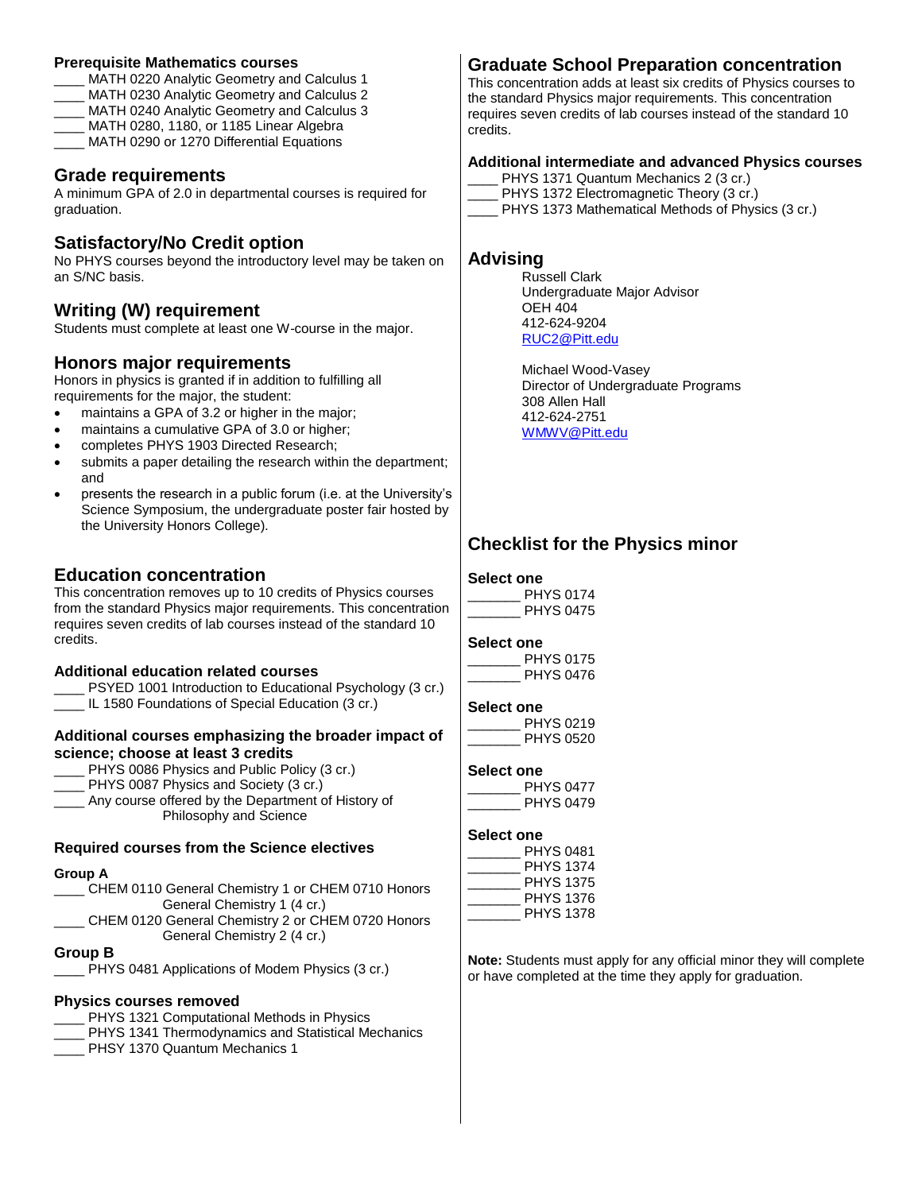### Prerequisite Mathematics courses

____ MATH 0220 Analytic Geometry and Calculus 1
____ MATH 0230 Analytic Geometry and Calculus 2
____ MATH 0240 Analytic Geometry and Calculus 3
____ MATH 0280, 1180, or 1185 Linear Algebra
____ MATH 0290 or 1270 Differential Equations

## Grade requirements

A minimum GPA of 2.0 in departmental courses is required for graduation.

## Satisfactory/No Credit option

No PHYS courses beyond the introductory level may be taken on an S/NC basis.

## Writing (W) requirement

Students must complete at least one W-course in the major.

## Honors major requirements

Honors in physics is granted if in addition to fulfilling all requirements for the major, the student:

- maintains a GPA of 3.2 or higher in the major;
- maintains a cumulative GPA of 3.0 or higher;
- completes PHYS 1903 Directed Research;
- submits a paper detailing the research within the department; and
- presents the research in a public forum (i.e. at the University's Science Symposium, the undergraduate poster fair hosted by the University Honors College).

## Education concentration

This concentration removes up to 10 credits of Physics courses from the standard Physics major requirements. This concentration requires seven credits of lab courses instead of the standard 10 credits.

### Additional education related courses

____ PSYED 1001 Introduction to Educational Psychology (3 cr.)
____ IL 1580 Foundations of Special Education (3 cr.)

### Additional courses emphasizing the broader impact of science; choose at least 3 credits

____ PHYS 0086 Physics and Public Policy (3 cr.)
____ PHYS 0087 Physics and Society (3 cr.)
____ Any course offered by the Department of History of Philosophy and Science

### Required courses from the Science electives

**Group A**

____ CHEM 0110 General Chemistry 1 or CHEM 0710 Honors General Chemistry 1 (4 cr.)
____ CHEM 0120 General Chemistry 2 or CHEM 0720 Honors General Chemistry 2 (4 cr.)

**Group B**

____ PHYS 0481 Applications of Modem Physics (3 cr.)

### Physics courses removed

____ PHYS 1321 Computational Methods in Physics
____ PHYS 1341 Thermodynamics and Statistical Mechanics
____ PHSY 1370 Quantum Mechanics 1

## Graduate School Preparation concentration

This concentration adds at least six credits of Physics courses to the standard Physics major requirements. This concentration requires seven credits of lab courses instead of the standard 10 credits.

### Additional intermediate and advanced Physics courses

____ PHYS 1371 Quantum Mechanics 2 (3 cr.)
____ PHYS 1372 Electromagnetic Theory (3 cr.)
____ PHYS 1373 Mathematical Methods of Physics (3 cr.)

## Advising

Russell Clark
Undergraduate Major Advisor
OEH 404
412-624-9204
RUC2@Pitt.edu

Michael Wood-Vasey
Director of Undergraduate Programs
308 Allen Hall
412-624-2751
WMWV@Pitt.edu

## Checklist for the Physics minor

**Select one**

_______ PHYS 0174
_______ PHYS 0475

**Select one**

_______ PHYS 0175
_______ PHYS 0476

**Select one**

_______ PHYS 0219
_______ PHYS 0520

**Select one**

_______ PHYS 0477
_______ PHYS 0479

**Select one**

_______ PHYS 0481
_______ PHYS 1374
_______ PHYS 1375
_______ PHYS 1376
_______ PHYS 1378

**Note:** Students must apply for any official minor they will complete or have completed at the time they apply for graduation.